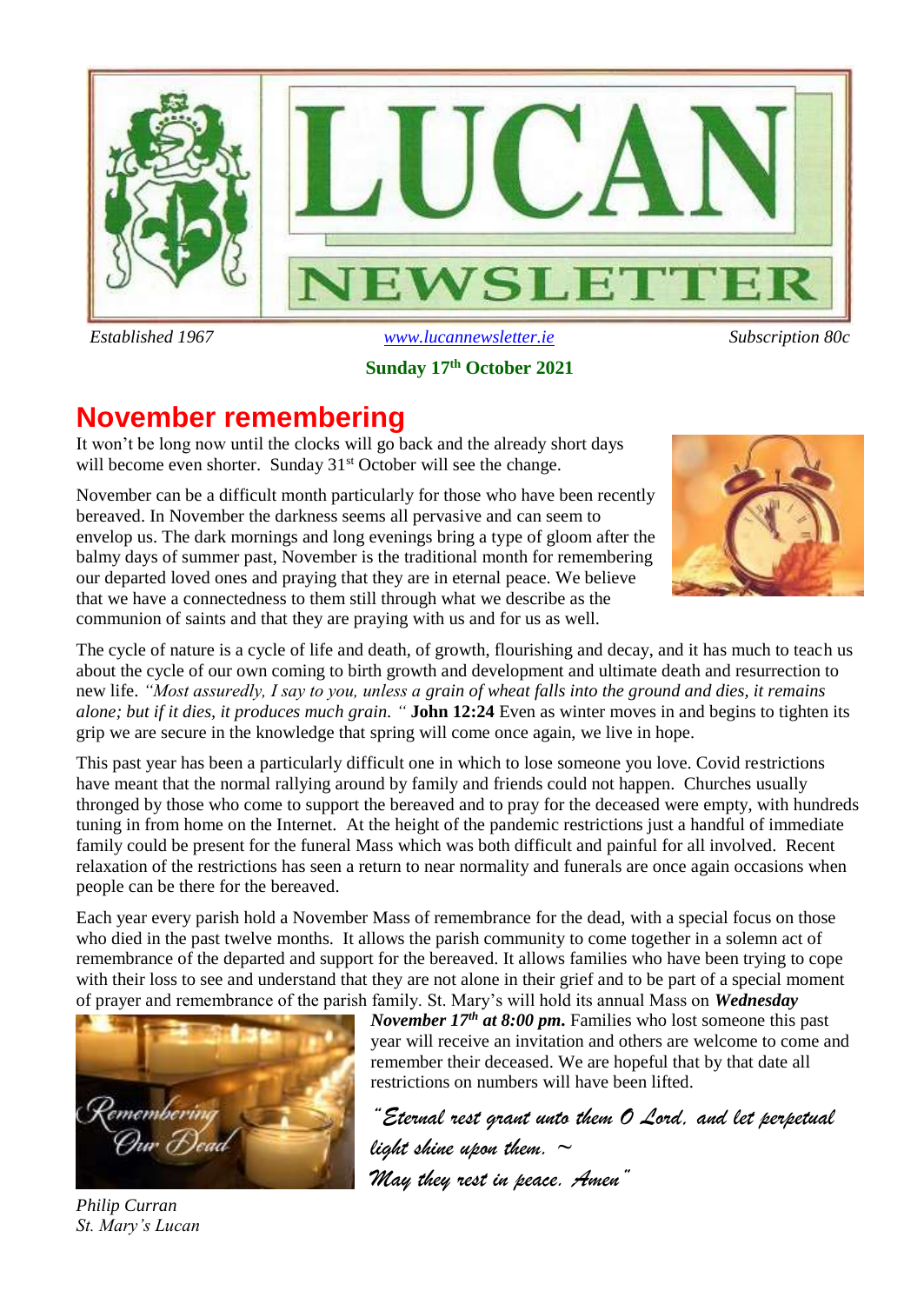# LUCAN NEWSLETTER

*Established 1967* | [www.lucannewsletter.ie](http://www.lucannewsletter.ie) | *Subscription 80c*

**Sunday 17th October 2021**

## November remembering

It won't be long now until the clocks will go back and the already short days will become even shorter. Sunday 31st October will see the change.

November can be a difficult month particularly for those who have been recently bereaved. In November the darkness seems all pervasive and can seem to envelop us. The dark mornings and long evenings bring a type of gloom after the balmy days of summer past, November is the traditional month for remembering our departed loved ones and praying that they are in eternal peace. We believe that we have a connectedness to them still through what we describe as the communion of saints and that they are praying with us and for us as well.

The cycle of nature is a cycle of life and death, of growth, flourishing and decay, and it has much to teach us about the cycle of our own coming to birth growth and development and ultimate death and resurrection to new life. *"Most assuredly, I say to you, unless a grain of wheat falls into the ground and dies, it remains alone; but if it dies, it produces much grain. "* **John 12:24** Even as winter moves in and begins to tighten its grip we are secure in the knowledge that spring will come once again, we live in hope.

This past year has been a particularly difficult one in which to lose someone you love. Covid restrictions have meant that the normal rallying around by family and friends could not happen. Churches usually thronged by those who come to support the bereaved and to pray for the deceased were empty, with hundreds tuning in from home on the Internet. At the height of the pandemic restrictions just a handful of immediate family could be present for the funeral Mass which was both difficult and painful for all involved. Recent relaxation of the restrictions has seen a return to near normality and funerals are once again occasions when people can be there for the bereaved.

Each year every parish hold a November Mass of remembrance for the dead, with a special focus on those who died in the past twelve months. It allows the parish community to come together in a solemn act of remembrance of the departed and support for the bereaved. It allows families who have been trying to cope with their loss to see and understand that they are not alone in their grief and to be part of a special moment of prayer and remembrance of the parish family. St. Mary's will hold its annual Mass on ***Wednesday November 17th at 8:00 pm.*** Families who lost someone this past year will receive an invitation and others are welcome to come and remember their deceased. We are hopeful that by that date all restrictions on numbers will have been lifted.

*"Eternal rest grant unto them O Lord, and let perpetual light shine upon them. ~*
*May they rest in peace. Amen"*

*Philip Curran*
*St. Mary's Lucan*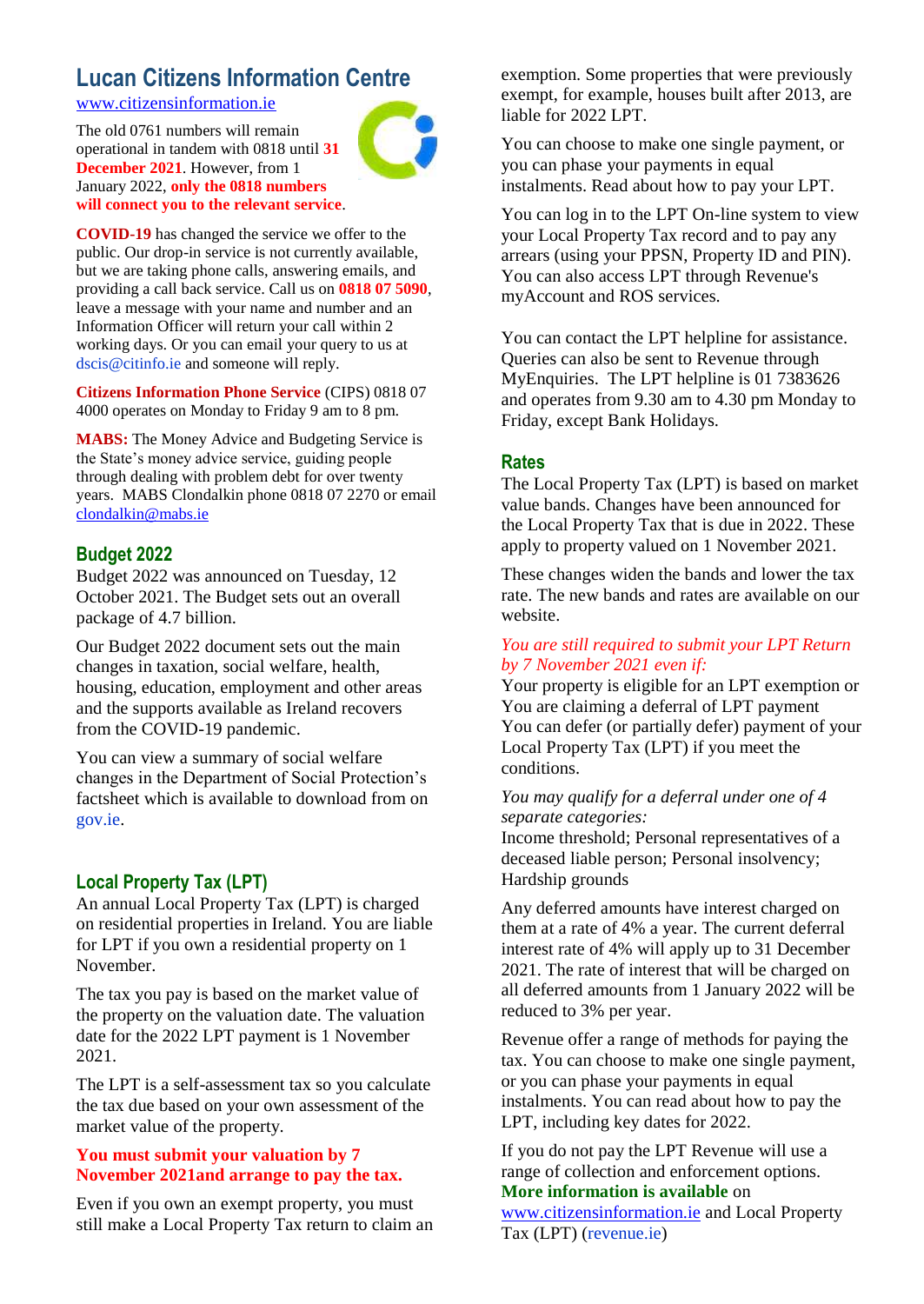# Lucan Citizens Information Centre

www.citizensinformation.ie

The old 0761 numbers will remain operational in tandem with 0818 until **31 December 2021**. However, from 1 January 2022, **only the 0818 numbers will connect you to the relevant service**.

**COVID-19** has changed the service we offer to the public. Our drop-in service is not currently available, but we are taking phone calls, answering emails, and providing a call back service. Call us on **0818 07 5090**, leave a message with your name and number and an Information Officer will return your call within 2 working days. Or you can email your query to us at dscis@citinfo.ie and someone will reply.

**Citizens Information Phone Service** (CIPS) 0818 07 4000 operates on Monday to Friday 9 am to 8 pm.

**MABS:** The Money Advice and Budgeting Service is the State's money advice service, guiding people through dealing with problem debt for over twenty years. MABS Clondalkin phone 0818 07 2270 or email clondalkin@mabs.ie

## Budget 2022

Budget 2022 was announced on Tuesday, 12 October 2021. The Budget sets out an overall package of 4.7 billion.

Our Budget 2022 document sets out the main changes in taxation, social welfare, health, housing, education, employment and other areas and the supports available as Ireland recovers from the COVID-19 pandemic.

You can view a summary of social welfare changes in the Department of Social Protection's factsheet which is available to download from on gov.ie.

## Local Property Tax (LPT)

An annual Local Property Tax (LPT) is charged on residential properties in Ireland. You are liable for LPT if you own a residential property on 1 November.

The tax you pay is based on the market value of the property on the valuation date. The valuation date for the 2022 LPT payment is 1 November 2021.

The LPT is a self-assessment tax so you calculate the tax due based on your own assessment of the market value of the property.

**You must submit your valuation by 7 November 2021and arrange to pay the tax.**

Even if you own an exempt property, you must still make a Local Property Tax return to claim an exemption. Some properties that were previously exempt, for example, houses built after 2013, are liable for 2022 LPT.

You can choose to make one single payment, or you can phase your payments in equal instalments. Read about how to pay your LPT.

You can log in to the LPT On-line system to view your Local Property Tax record and to pay any arrears (using your PPSN, Property ID and PIN). You can also access LPT through Revenue's myAccount and ROS services.

You can contact the LPT helpline for assistance. Queries can also be sent to Revenue through MyEnquiries. The LPT helpline is 01 7383626 and operates from 9.30 am to 4.30 pm Monday to Friday, except Bank Holidays.

## Rates

The Local Property Tax (LPT) is based on market value bands. Changes have been announced for the Local Property Tax that is due in 2022. These apply to property valued on 1 November 2021.

These changes widen the bands and lower the tax rate. The new bands and rates are available on our website.

*You are still required to submit your LPT Return by 7 November 2021 even if:*

Your property is eligible for an LPT exemption or
You are claiming a deferral of LPT payment
You can defer (or partially defer) payment of your Local Property Tax (LPT) if you meet the conditions.

*You may qualify for a deferral under one of 4 separate categories:*

Income threshold; Personal representatives of a deceased liable person; Personal insolvency; Hardship grounds

Any deferred amounts have interest charged on them at a rate of 4% a year. The current deferral interest rate of 4% will apply up to 31 December 2021. The rate of interest that will be charged on all deferred amounts from 1 January 2022 will be reduced to 3% per year.

Revenue offer a range of methods for paying the tax. You can choose to make one single payment, or you can phase your payments in equal instalments. You can read about how to pay the LPT, including key dates for 2022.

If you do not pay the LPT Revenue will use a range of collection and enforcement options. **More information is available** on www.citizensinformation.ie and Local Property Tax (LPT) (revenue.ie)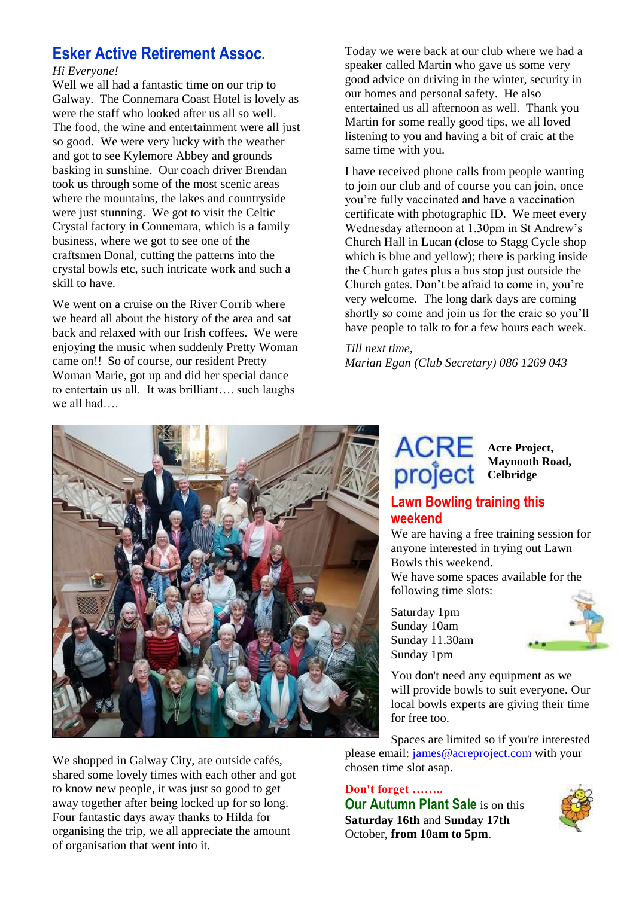## Esker Active Retirement Assoc.

*Hi Everyone!*

Well we all had a fantastic time on our trip to Galway. The Connemara Coast Hotel is lovely as were the staff who looked after us all so well. The food, the wine and entertainment were all just so good. We were very lucky with the weather and got to see Kylemore Abbey and grounds basking in sunshine. Our coach driver Brendan took us through some of the most scenic areas where the mountains, the lakes and countryside were just stunning. We got to visit the Celtic Crystal factory in Connemara, which is a family business, where we got to see one of the craftsmen Donal, cutting the patterns into the crystal bowls etc, such intricate work and such a skill to have.

We went on a cruise on the River Corrib where we heard all about the history of the area and sat back and relaxed with our Irish coffees. We were enjoying the music when suddenly Pretty Woman came on!! So of course, our resident Pretty Woman Marie, got up and did her special dance to entertain us all. It was brilliant…. such laughs we all had….

We shopped in Galway City, ate outside cafés, shared some lovely times with each other and got to know new people, it was just so good to get away together after being locked up for so long. Four fantastic days away thanks to Hilda for organising the trip, we all appreciate the amount of organisation that went into it.

Today we were back at our club where we had a speaker called Martin who gave us some very good advice on driving in the winter, security in our homes and personal safety. He also entertained us all afternoon as well. Thank you Martin for some really good tips, we all loved listening to you and having a bit of craic at the same time with you.

I have received phone calls from people wanting to join our club and of course you can join, once you're fully vaccinated and have a vaccination certificate with photographic ID. We meet every Wednesday afternoon at 1.30pm in St Andrew's Church Hall in Lucan (close to Stagg Cycle shop which is blue and yellow); there is parking inside the Church gates plus a bus stop just outside the Church gates. Don't be afraid to come in, you're very welcome. The long dark days are coming shortly so come and join us for the craic so you'll have people to talk to for a few hours each week.

*Till next time,*
*Marian Egan (Club Secretary) 086 1269 043*

---

ACRE project

**Acre Project, Maynooth Road, Celbridge**

## Lawn Bowling training this weekend

We are having a free training session for anyone interested in trying out Lawn Bowls this weekend.
We have some spaces available for the following time slots:

Saturday 1pm
Sunday 10am
Sunday 11.30am
Sunday 1pm

You don't need any equipment as we will provide bowls to suit everyone. Our local bowls experts are giving their time for free too.

Spaces are limited so if you're interested please email: james@acreproject.com with your chosen time slot asap.

**Don't forget ……..**
**Our Autumn Plant Sale** is on this **Saturday 16th** and **Sunday 17th** October, **from 10am to 5pm**.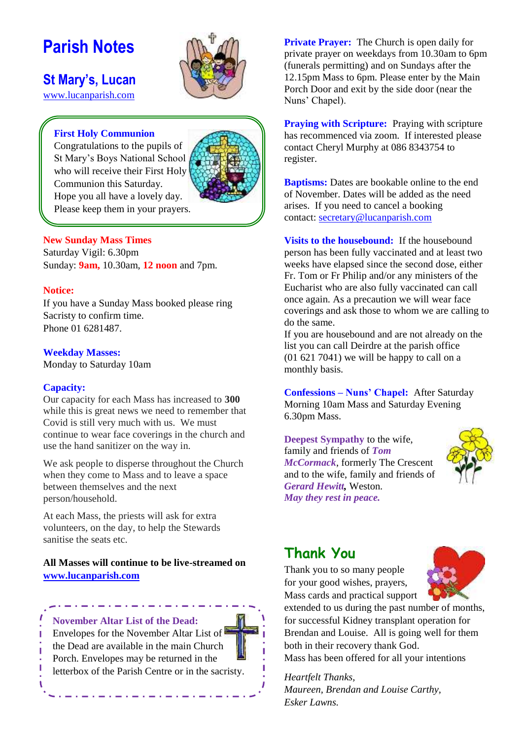# Parish Notes

## St Mary's, Lucan

www.lucanparish.com

**First Holy Communion**
Congratulations to the pupils of St Mary's Boys National School who will receive their First Holy Communion this Saturday. Hope you all have a lovely day. Please keep them in your prayers.

**New Sunday Mass Times**
Saturday Vigil: 6.30pm
Sunday: **9am,** 10.30am, **12 noon** and 7pm.

**Notice:**
If you have a Sunday Mass booked please ring Sacristy to confirm time.
Phone 01 6281487.

**Weekday Masses:**
Monday to Saturday 10am

**Capacity:**
Our capacity for each Mass has increased to **300** while this is great news we need to remember that Covid is still very much with us. We must continue to wear face coverings in the church and use the hand sanitizer on the way in.

We ask people to disperse throughout the Church when they come to Mass and to leave a space between themselves and the next person/household.

At each Mass, the priests will ask for extra volunteers, on the day, to help the Stewards sanitise the seats etc.

**All Masses will continue to be live-streamed on www.lucanparish.com**

**November Altar List of the Dead:**
Envelopes for the November Altar List of the Dead are available in the main Church Porch. Envelopes may be returned in the letterbox of the Parish Centre or in the sacristy.

**Private Prayer:** The Church is open daily for private prayer on weekdays from 10.30am to 6pm (funerals permitting) and on Sundays after the 12.15pm Mass to 6pm. Please enter by the Main Porch Door and exit by the side door (near the Nuns' Chapel).

**Praying with Scripture:** Praying with scripture has recommenced via zoom. If interested please contact Cheryl Murphy at 086 8343754 to register.

**Baptisms:** Dates are bookable online to the end of November. Dates will be added as the need arises. If you need to cancel a booking contact: secretary@lucanparish.com

**Visits to the housebound:** If the housebound person has been fully vaccinated and at least two weeks have elapsed since the second dose, either Fr. Tom or Fr Philip and/or any ministers of the Eucharist who are also fully vaccinated can call once again. As a precaution we will wear face coverings and ask those to whom we are calling to do the same.
If you are housebound and are not already on the list you can call Deirdre at the parish office (01 621 7041) we will be happy to call on a monthly basis.

**Confessions – Nuns' Chapel:** After Saturday Morning 10am Mass and Saturday Evening 6.30pm Mass.

**Deepest Sympathy** to the wife, family and friends of ***Tom McCormack***, formerly The Crescent and to the wife, family and friends of ***Gerard Hewitt*****,** Weston.
***May they rest in peace.***

## Thank You

Thank you to so many people for your good wishes, prayers, Mass cards and practical support extended to us during the past number of months, for successful Kidney transplant operation for Brendan and Louise. All is going well for them both in their recovery thank God.
Mass has been offered for all your intentions

*Heartfelt Thanks,*
*Maureen, Brendan and Louise Carthy,*
*Esker Lawns.*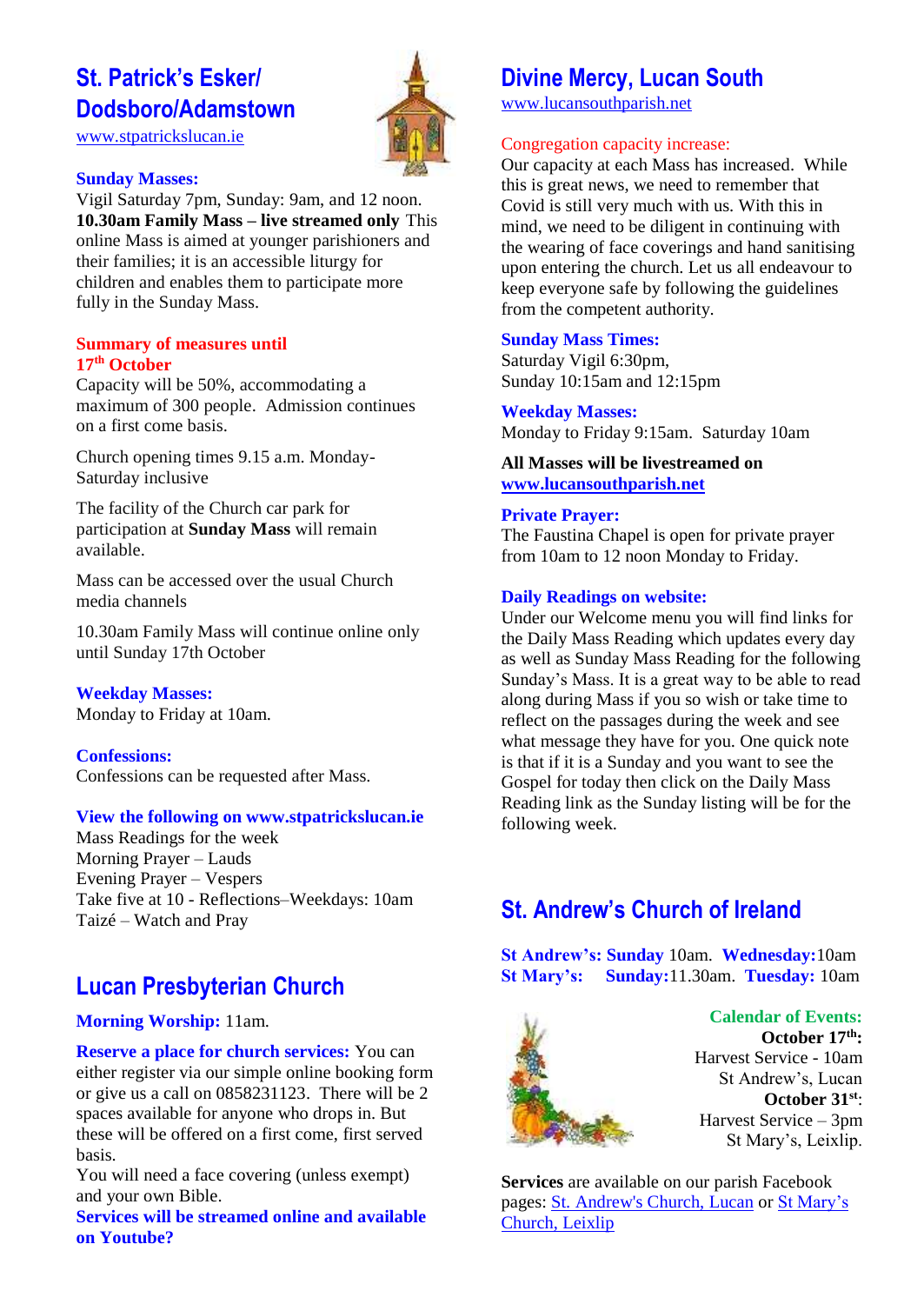## St. Patrick's Esker/ Dodsboro/Adamstown

www.stpatrickslucan.ie

**Sunday Masses:**
Vigil Saturday 7pm, Sunday: 9am, and 12 noon. **10.30am Family Mass – live streamed only** This online Mass is aimed at younger parishioners and their families; it is an accessible liturgy for children and enables them to participate more fully in the Sunday Mass.

**Summary of measures until 17th October**
Capacity will be 50%, accommodating a maximum of 300 people. Admission continues on a first come basis.

Church opening times 9.15 a.m. Monday-Saturday inclusive

The facility of the Church car park for participation at **Sunday Mass** will remain available.

Mass can be accessed over the usual Church media channels

10.30am Family Mass will continue online only until Sunday 17th October

**Weekday Masses:**
Monday to Friday at 10am.

**Confessions:**
Confessions can be requested after Mass.

**View the following on www.stpatrickslucan.ie**
Mass Readings for the week
Morning Prayer – Lauds
Evening Prayer – Vespers
Take five at 10 - Reflections–Weekdays: 10am
Taizé – Watch and Pray

## Lucan Presbyterian Church

**Morning Worship:** 11am.

**Reserve a place for church services:** You can either register via our simple online booking form or give us a call on 0858231123. There will be 2 spaces available for anyone who drops in. But these will be offered on a first come, first served basis.
You will need a face covering (unless exempt) and your own Bible.
**Services will be streamed online and available on Youtube?**

## Divine Mercy, Lucan South

www.lucansouthparish.net

Congregation capacity increase:
Our capacity at each Mass has increased. While this is great news, we need to remember that Covid is still very much with us. With this in mind, we need to be diligent in continuing with the wearing of face coverings and hand sanitising upon entering the church. Let us all endeavour to keep everyone safe by following the guidelines from the competent authority.

**Sunday Mass Times:**
Saturday Vigil 6:30pm,
Sunday 10:15am and 12:15pm

**Weekday Masses:**
Monday to Friday 9:15am. Saturday 10am

**All Masses will be livestreamed on www.lucansouthparish.net**

**Private Prayer:**
The Faustina Chapel is open for private prayer from 10am to 12 noon Monday to Friday.

**Daily Readings on website:**
Under our Welcome menu you will find links for the Daily Mass Reading which updates every day as well as Sunday Mass Reading for the following Sunday's Mass. It is a great way to be able to read along during Mass if you so wish or take time to reflect on the passages during the week and see what message they have for you. One quick note is that if it is a Sunday and you want to see the Gospel for today then click on the Daily Mass Reading link as the Sunday listing will be for the following week.

## St. Andrew's Church of Ireland

**St Andrew's: Sunday** 10am. **Wednesday:** 10am
**St Mary's: Sunday:** 11.30am. **Tuesday:** 10am

**Calendar of Events:**
**October 17th:**
Harvest Service - 10am
St Andrew's, Lucan
**October 31st:**
Harvest Service – 3pm
St Mary's, Leixlip.

**Services** are available on our parish Facebook pages: St. Andrew's Church, Lucan or St Mary's Church, Leixlip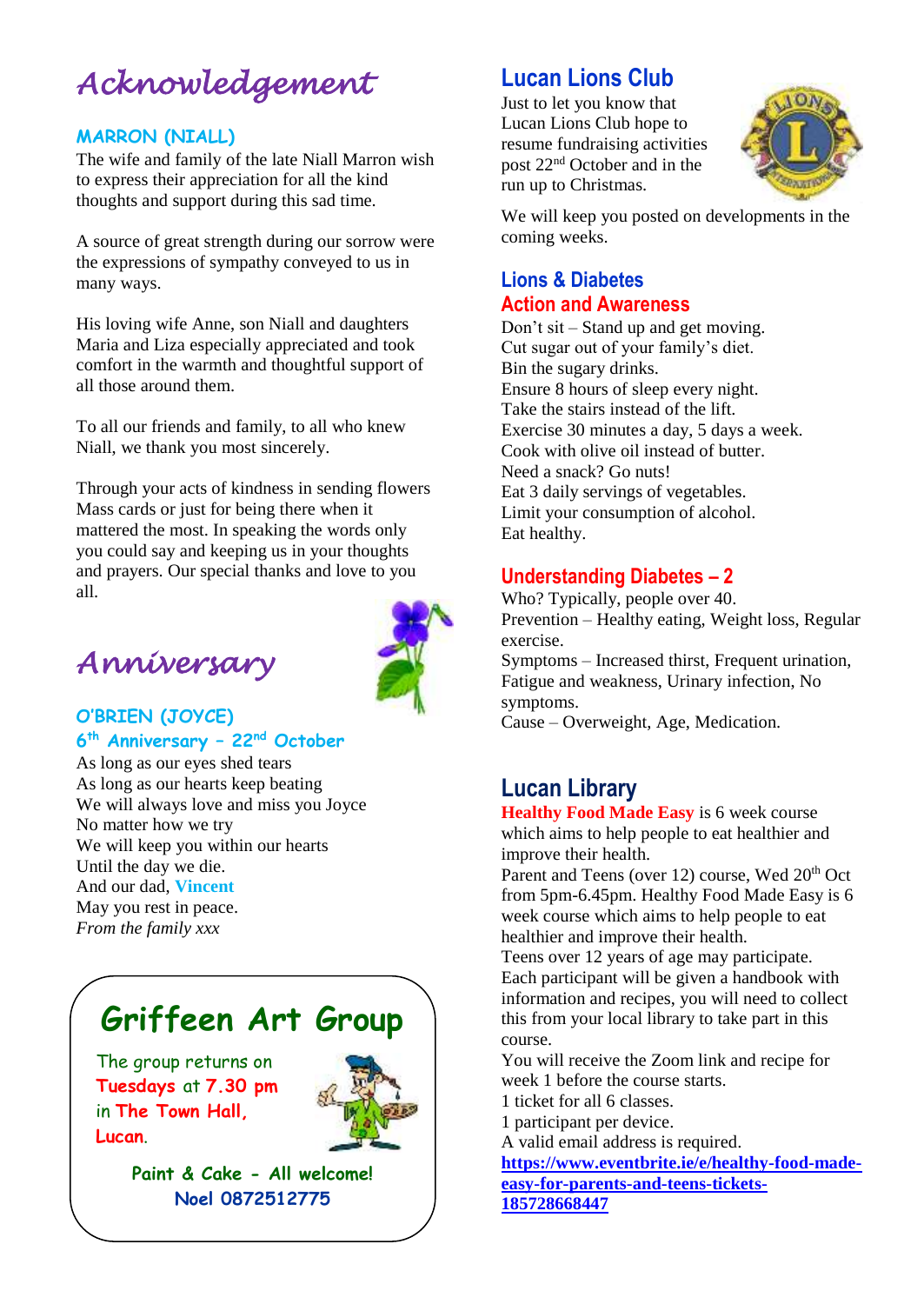# Acknowledgement

### MARRON (NIALL)

The wife and family of the late Niall Marron wish to express their appreciation for all the kind thoughts and support during this sad time.

A source of great strength during our sorrow were the expressions of sympathy conveyed to us in many ways.

His loving wife Anne, son Niall and daughters Maria and Liza especially appreciated and took comfort in the warmth and thoughtful support of all those around them.

To all our friends and family, to all who knew Niall, we thank you most sincerely.

Through your acts of kindness in sending flowers Mass cards or just for being there when it mattered the most. In speaking the words only you could say and keeping us in your thoughts and prayers. Our special thanks and love to you all.

# Anniversary

### O'BRIEN (JOYCE)

### 6th Anniversary – 22nd October

As long as our eyes shed tears
As long as our hearts keep beating
We will always love and miss you Joyce
No matter how we try
We will keep you within our hearts
Until the day we die.
And our dad, **Vincent**
May you rest in peace.
*From the family xxx*

## Griffeen Art Group

The group returns on **Tuesdays** at **7.30 pm** in **The Town Hall, Lucan**.

**Paint & Cake - All welcome!**
**Noel 0872512775**

## Lucan Lions Club

Just to let you know that Lucan Lions Club hope to resume fundraising activities post 22nd October and in the run up to Christmas.

We will keep you posted on developments in the coming weeks.

## Lions & Diabetes
### Action and Awareness

Don't sit – Stand up and get moving.
Cut sugar out of your family's diet.
Bin the sugary drinks.
Ensure 8 hours of sleep every night.
Take the stairs instead of the lift.
Exercise 30 minutes a day, 5 days a week.
Cook with olive oil instead of butter.
Need a snack? Go nuts!
Eat 3 daily servings of vegetables.
Limit your consumption of alcohol.
Eat healthy.

### Understanding Diabetes – 2

Who? Typically, people over 40.
Prevention – Healthy eating, Weight loss, Regular exercise.
Symptoms – Increased thirst, Frequent urination, Fatigue and weakness, Urinary infection, No symptoms.
Cause – Overweight, Age, Medication.

## Lucan Library

**Healthy Food Made Easy** is 6 week course which aims to help people to eat healthier and improve their health.
Parent and Teens (over 12) course, Wed 20th Oct from 5pm-6.45pm. Healthy Food Made Easy is 6 week course which aims to help people to eat healthier and improve their health.
Teens over 12 years of age may participate.
Each participant will be given a handbook with information and recipes, you will need to collect this from your local library to take part in this course.
You will receive the Zoom link and recipe for week 1 before the course starts.
1 ticket for all 6 classes.
1 participant per device.
A valid email address is required.
**https://www.eventbrite.ie/e/healthy-food-made-easy-for-parents-and-teens-tickets-185728668447**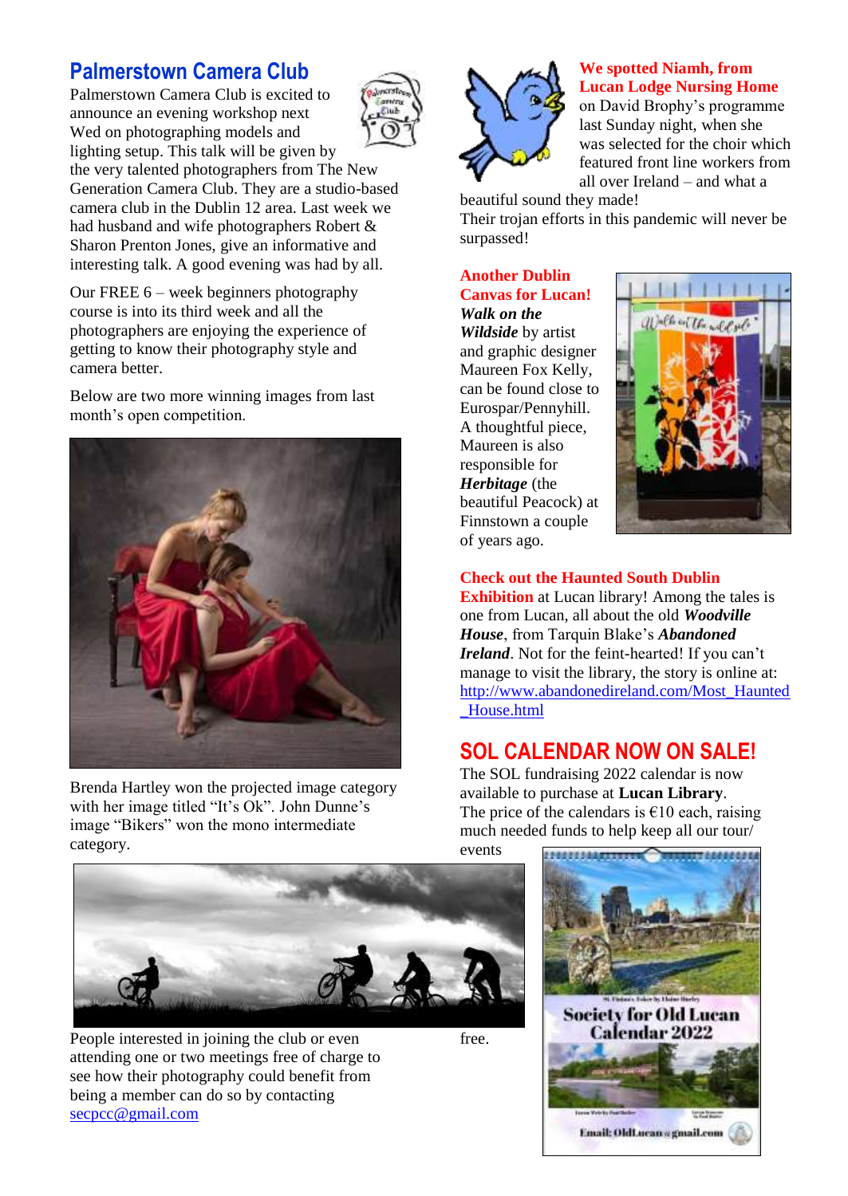## Palmerstown Camera Club

Palmerstown Camera Club is excited to announce an evening workshop next Wed on photographing models and lighting setup. This talk will be given by the very talented photographers from The New Generation Camera Club. They are a studio-based camera club in the Dublin 12 area. Last week we had husband and wife photographers Robert & Sharon Prenton Jones, give an informative and interesting talk. A good evening was had by all.

Our FREE 6 – week beginners photography course is into its third week and all the photographers are enjoying the experience of getting to know their photography style and camera better.

Below are two more winning images from last month's open competition.

Brenda Hartley won the projected image category with her image titled "It's Ok". John Dunne's image "Bikers" won the mono intermediate category.

People interested in joining the club or even attending one or two meetings free of charge to see how their photography could benefit from being a member can do so by contacting secpcc@gmail.com

**We spotted Niamh, from Lucan Lodge Nursing Home** on David Brophy's programme last Sunday night, when she was selected for the choir which featured front line workers from all over Ireland – and what a beautiful sound they made!
Their trojan efforts in this pandemic will never be surpassed!

**Another Dublin Canvas for Lucan!** ***Walk on the Wildside*** by artist and graphic designer Maureen Fox Kelly, can be found close to Eurospar/Pennyhill. A thoughtful piece, Maureen is also responsible for ***Herbitage*** (the beautiful Peacock) at Finnstown a couple of years ago.

**Check out the Haunted South Dublin Exhibition** at Lucan library! Among the tales is one from Lucan, all about the old ***Woodville House***, from Tarquin Blake's ***Abandoned Ireland***. Not for the feint-hearted! If you can't manage to visit the library, the story is online at: http://www.abandonedireland.com/Most_Haunted_House.html

## SOL CALENDAR NOW ON SALE!

The SOL fundraising 2022 calendar is now available to purchase at **Lucan Library**. The price of the calendars is €10 each, raising much needed funds to help keep all our tour/events free.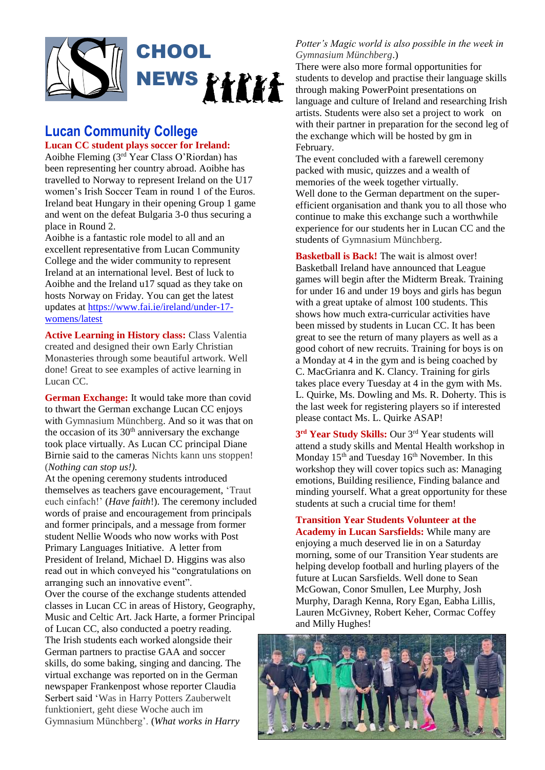# SCHOOL NEWS

## Lucan Community College

**Lucan CC student plays soccer for Ireland:** Aoibhe Fleming (3rd Year Class O'Riordan) has been representing her country abroad. Aoibhe has travelled to Norway to represent Ireland on the U17 women's Irish Soccer Team in round 1 of the Euros. Ireland beat Hungary in their opening Group 1 game and went on the defeat Bulgaria 3-0 thus securing a place in Round 2.

Aoibhe is a fantastic role model to all and an excellent representative from Lucan Community College and the wider community to represent Ireland at an international level. Best of luck to Aoibhe and the Ireland u17 squad as they take on hosts Norway on Friday. You can get the latest updates at https://www.fai.ie/ireland/under-17-womens/latest

**Active Learning in History class:** Class Valentia created and designed their own Early Christian Monasteries through some beautiful artwork. Well done! Great to see examples of active learning in Lucan CC.

**German Exchange:** It would take more than covid to thwart the German exchange Lucan CC enjoys with Gymnasium Münchberg. And so it was that on the occasion of its 30th anniversary the exchange took place virtually. As Lucan CC principal Diane Birnie said to the cameras Nichts kann uns stoppen! (*Nothing can stop us!).*

At the opening ceremony students introduced themselves as teachers gave encouragement, 'Traut euch einfach!' (*Have faith*!). The ceremony included words of praise and encouragement from principals and former principals, and a message from former student Nellie Woods who now works with Post Primary Languages Initiative. A letter from President of Ireland, Michael D. Higgins was also read out in which conveyed his "congratulations on arranging such an innovative event".

Over the course of the exchange students attended classes in Lucan CC in areas of History, Geography, Music and Celtic Art. Jack Harte, a former Principal of Lucan CC, also conducted a poetry reading.

The Irish students each worked alongside their German partners to practise GAA and soccer skills, do some baking, singing and dancing. The virtual exchange was reported on in the German newspaper Frankenpost whose reporter Claudia Serbert said 'Was in Harry Potters Zauberwelt funktioniert, geht diese Woche auch im Gymnasium Münchberg'. (*What works in Harry Potter's Magic world is also possible in the week in Gymnasium Münchberg*.)

There were also more formal opportunities for students to develop and practise their language skills through making PowerPoint presentations on language and culture of Ireland and researching Irish artists. Students were also set a project to work on with their partner in preparation for the second leg of the exchange which will be hosted by gm in February.

The event concluded with a farewell ceremony packed with music, quizzes and a wealth of memories of the week together virtually.

Well done to the German department on the super-efficient organisation and thank you to all those who continue to make this exchange such a worthwhile experience for our students her in Lucan CC and the students of Gymnasium Münchberg.

**Basketball is Back!** The wait is almost over! Basketball Ireland have announced that League games will begin after the Midterm Break. Training for under 16 and under 19 boys and girls has begun with a great uptake of almost 100 students. This shows how much extra-curricular activities have been missed by students in Lucan CC. It has been great to see the return of many players as well as a good cohort of new recruits. Training for boys is on a Monday at 4 in the gym and is being coached by C. MacGrianra and K. Clancy. Training for girls takes place every Tuesday at 4 in the gym with Ms. L. Quirke, Ms. Dowling and Ms. R. Doherty. This is the last week for registering players so if interested please contact Ms. L. Quirke ASAP!

**3rd Year Study Skills:** Our 3rd Year students will attend a study skills and Mental Health workshop in Monday 15th and Tuesday 16th November. In this workshop they will cover topics such as: Managing emotions, Building resilience, Finding balance and minding yourself. What a great opportunity for these students at such a crucial time for them!

**Transition Year Students Volunteer at the Academy in Lucan Sarsfields:** While many are enjoying a much deserved lie in on a Saturday morning, some of our Transition Year students are helping develop football and hurling players of the future at Lucan Sarsfields. Well done to Sean McGowan, Conor Smullen, Lee Murphy, Josh Murphy, Daragh Kenna, Rory Egan, Eabha Lillis, Lauren McGivney, Robert Keher, Cormac Coffey and Milly Hughes!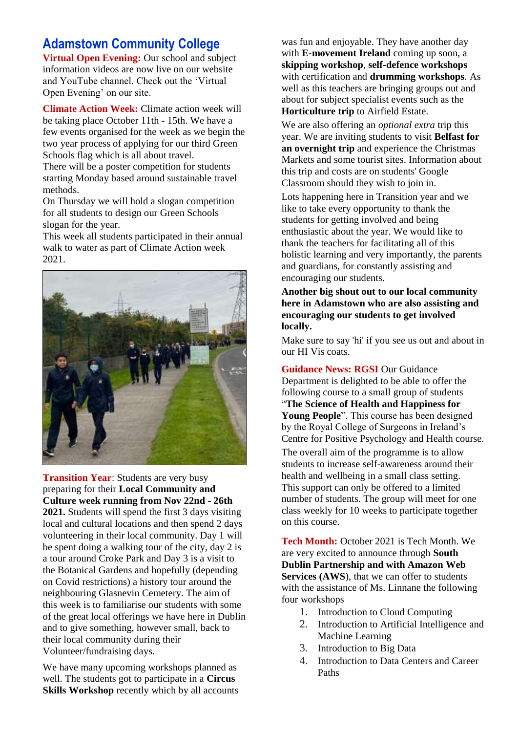## Adamstown Community College

**Virtual Open Evening:** Our school and subject information videos are now live on our website and YouTube channel. Check out the 'Virtual Open Evening' on our site.

**Climate Action Week:** Climate action week will be taking place October 11th - 15th. We have a few events organised for the week as we begin the two year process of applying for our third Green Schools flag which is all about travel.
There will be a poster competition for students starting Monday based around sustainable travel methods.
On Thursday we will hold a slogan competition for all students to design our Green Schools slogan for the year.
This week all students participated in their annual walk to water as part of Climate Action week 2021.

**Transition Year**: Students are very busy preparing for their **Local Community and Culture week running from Nov 22nd - 26th 2021.** Students will spend the first 3 days visiting local and cultural locations and then spend 2 days volunteering in their local community. Day 1 will be spent doing a walking tour of the city, day 2 is a tour around Croke Park and Day 3 is a visit to the Botanical Gardens and hopefully (depending on Covid restrictions) a history tour around the neighbouring Glasnevin Cemetery. The aim of this week is to familiarise our students with some of the great local offerings we have here in Dublin and to give something, however small, back to their local community during their Volunteer/fundraising days.

We have many upcoming workshops planned as well. The students got to participate in a **Circus Skills Workshop** recently which by all accounts was fun and enjoyable. They have another day with **E-movement Ireland** coming up soon, a **skipping workshop**, **self-defence workshops** with certification and **drumming workshops**. As well as this teachers are bringing groups out and about for subject specialist events such as the **Horticulture trip** to Airfield Estate.

We are also offering an *optional extra* trip this year. We are inviting students to visit **Belfast for an overnight trip** and experience the Christmas Markets and some tourist sites. Information about this trip and costs are on students' Google Classroom should they wish to join in.

Lots happening here in Transition year and we like to take every opportunity to thank the students for getting involved and being enthusiastic about the year. We would like to thank the teachers for facilitating all of this holistic learning and very importantly, the parents and guardians, for constantly assisting and encouraging our students.

**Another big shout out to our local community here in Adamstown who are also assisting and encouraging our students to get involved locally.**

Make sure to say 'hi' if you see us out and about in our HI Vis coats.

**Guidance News: RGSI** Our Guidance Department is delighted to be able to offer the following course to a small group of students "**The Science of Health and Happiness for Young People**". This course has been designed by the Royal College of Surgeons in Ireland's Centre for Positive Psychology and Health course.

The overall aim of the programme is to allow students to increase self-awareness around their health and wellbeing in a small class setting. This support can only be offered to a limited number of students. The group will meet for one class weekly for 10 weeks to participate together on this course.

**Tech Month:** October 2021 is Tech Month. We are very excited to announce through **South Dublin Partnership and with Amazon Web Services (AWS)**, that we can offer to students with the assistance of Ms. Linnane the following four workshops

1. Introduction to Cloud Computing
2. Introduction to Artificial Intelligence and Machine Learning
3. Introduction to Big Data
4. Introduction to Data Centers and Career Paths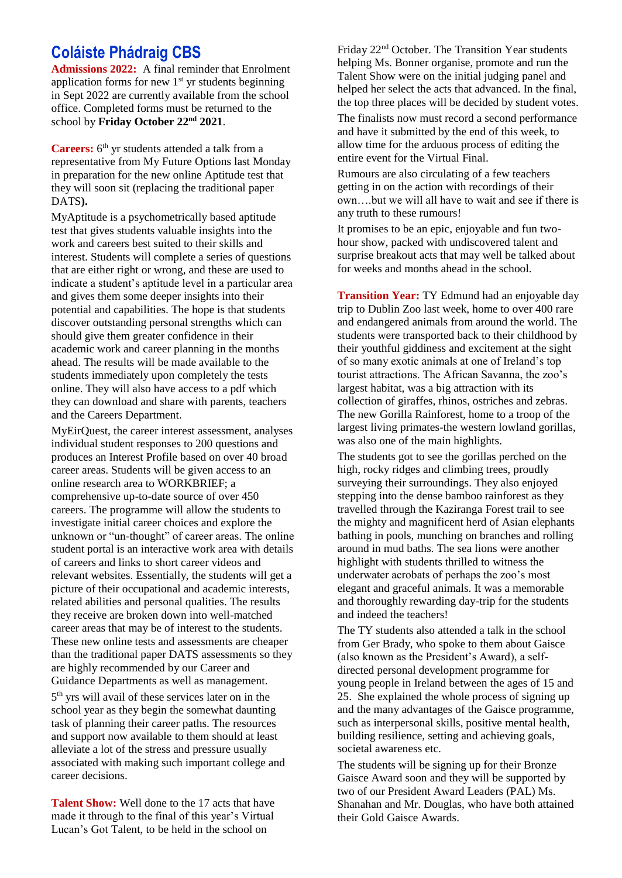## Coláiste Phádraig CBS

**Admissions 2022:** A final reminder that Enrolment application forms for new 1st yr students beginning in Sept 2022 are currently available from the school office. Completed forms must be returned to the school by **Friday October 22nd 2021**.

**Careers:** 6th yr students attended a talk from a representative from My Future Options last Monday in preparation for the new online Aptitude test that they will soon sit (replacing the traditional paper DATS**).**

MyAptitude is a psychometrically based aptitude test that gives students valuable insights into the work and careers best suited to their skills and interest. Students will complete a series of questions that are either right or wrong, and these are used to indicate a student's aptitude level in a particular area and gives them some deeper insights into their potential and capabilities. The hope is that students discover outstanding personal strengths which can should give them greater confidence in their academic work and career planning in the months ahead. The results will be made available to the students immediately upon completely the tests online. They will also have access to a pdf which they can download and share with parents, teachers and the Careers Department.

MyEirQuest, the career interest assessment, analyses individual student responses to 200 questions and produces an Interest Profile based on over 40 broad career areas. Students will be given access to an online research area to WORKBRIEF; a comprehensive up-to-date source of over 450 careers. The programme will allow the students to investigate initial career choices and explore the unknown or "un-thought" of career areas. The online student portal is an interactive work area with details of careers and links to short career videos and relevant websites. Essentially, the students will get a picture of their occupational and academic interests, related abilities and personal qualities. The results they receive are broken down into well-matched career areas that may be of interest to the students. These new online tests and assessments are cheaper than the traditional paper DATS assessments so they are highly recommended by our Career and Guidance Departments as well as management.

5th yrs will avail of these services later on in the school year as they begin the somewhat daunting task of planning their career paths. The resources and support now available to them should at least alleviate a lot of the stress and pressure usually associated with making such important college and career decisions.

**Talent Show:** Well done to the 17 acts that have made it through to the final of this year's Virtual Lucan's Got Talent, to be held in the school on Friday 22nd October. The Transition Year students helping Ms. Bonner organise, promote and run the Talent Show were on the initial judging panel and helped her select the acts that advanced. In the final, the top three places will be decided by student votes.

The finalists now must record a second performance and have it submitted by the end of this week, to allow time for the arduous process of editing the entire event for the Virtual Final.

Rumours are also circulating of a few teachers getting in on the action with recordings of their own….but we will all have to wait and see if there is any truth to these rumours!

It promises to be an epic, enjoyable and fun two-hour show, packed with undiscovered talent and surprise breakout acts that may well be talked about for weeks and months ahead in the school.

**Transition Year:** TY Edmund had an enjoyable day trip to Dublin Zoo last week, home to over 400 rare and endangered animals from around the world. The students were transported back to their childhood by their youthful giddiness and excitement at the sight of so many exotic animals at one of Ireland's top tourist attractions. The African Savanna, the zoo's largest habitat, was a big attraction with its collection of giraffes, rhinos, ostriches and zebras. The new Gorilla Rainforest, home to a troop of the largest living primates-the western lowland gorillas, was also one of the main highlights.

The students got to see the gorillas perched on the high, rocky ridges and climbing trees, proudly surveying their surroundings. They also enjoyed stepping into the dense bamboo rainforest as they travelled through the Kaziranga Forest trail to see the mighty and magnificent herd of Asian elephants bathing in pools, munching on branches and rolling around in mud baths. The sea lions were another highlight with students thrilled to witness the underwater acrobats of perhaps the zoo's most elegant and graceful animals. It was a memorable and thoroughly rewarding day-trip for the students and indeed the teachers!

The TY students also attended a talk in the school from Ger Brady, who spoke to them about Gaisce (also known as the President's Award), a self-directed personal development programme for young people in Ireland between the ages of 15 and 25. She explained the whole process of signing up and the many advantages of the Gaisce programme, such as interpersonal skills, positive mental health, building resilience, setting and achieving goals, societal awareness etc.

The students will be signing up for their Bronze Gaisce Award soon and they will be supported by two of our President Award Leaders (PAL) Ms. Shanahan and Mr. Douglas, who have both attained their Gold Gaisce Awards.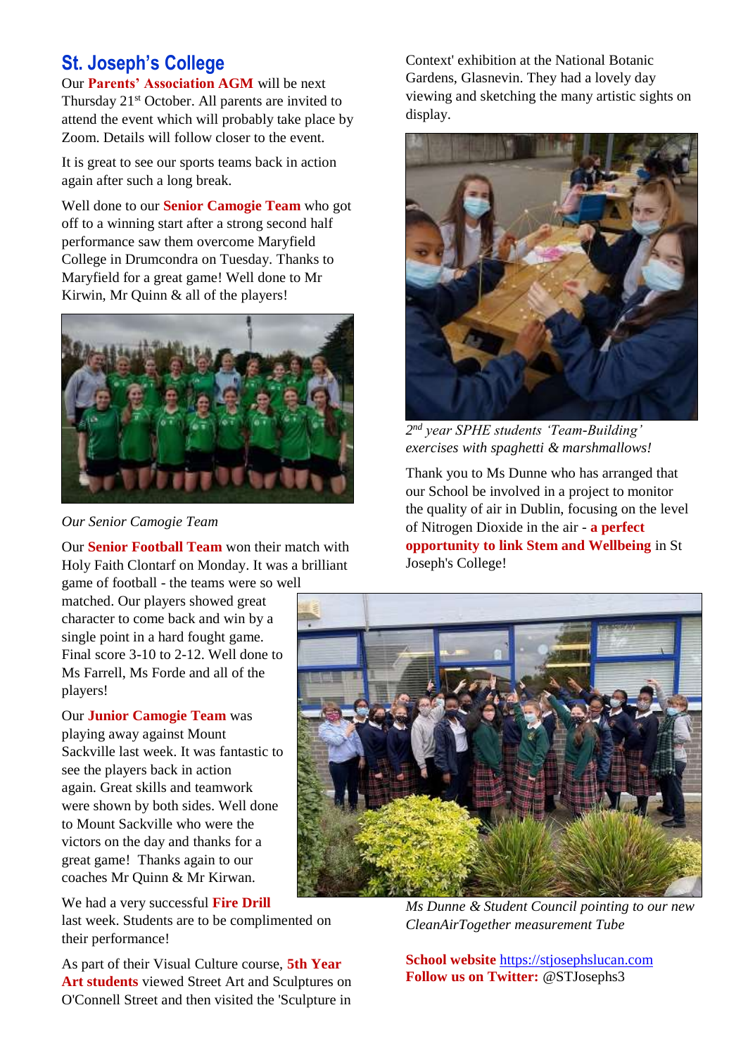## St. Joseph's College

Our **Parents' Association AGM** will be next Thursday 21st October. All parents are invited to attend the event which will probably take place by Zoom. Details will follow closer to the event.

It is great to see our sports teams back in action again after such a long break.

Well done to our **Senior Camogie Team** who got off to a winning start after a strong second half performance saw them overcome Maryfield College in Drumcondra on Tuesday. Thanks to Maryfield for a great game! Well done to Mr Kirwin, Mr Quinn & all of the players!

*Our Senior Camogie Team*

Our **Senior Football Team** won their match with Holy Faith Clontarf on Monday. It was a brilliant game of football - the teams were so well matched. Our players showed great character to come back and win by a single point in a hard fought game. Final score 3-10 to 2-12. Well done to Ms Farrell, Ms Forde and all of the players!

Our **Junior Camogie Team** was playing away against Mount Sackville last week. It was fantastic to see the players back in action again. Great skills and teamwork were shown by both sides. Well done to Mount Sackville who were the victors on the day and thanks for a great game! Thanks again to our coaches Mr Quinn & Mr Kirwan.

We had a very successful **Fire Drill** last week. Students are to be complimented on their performance!

As part of their Visual Culture course, **5th Year Art students** viewed Street Art and Sculptures on O'Connell Street and then visited the 'Sculpture in Context' exhibition at the National Botanic Gardens, Glasnevin. They had a lovely day viewing and sketching the many artistic sights on display.

*2nd year SPHE students 'Team-Building' exercises with spaghetti & marshmallows!*

Thank you to Ms Dunne who has arranged that our School be involved in a project to monitor the quality of air in Dublin, focusing on the level of Nitrogen Dioxide in the air - **a perfect opportunity to link Stem and Wellbeing** in St Joseph's College!

*Ms Dunne & Student Council pointing to our new CleanAirTogether measurement Tube*

**School website** https://stjosephslucan.com
**Follow us on Twitter:** @STJosephs3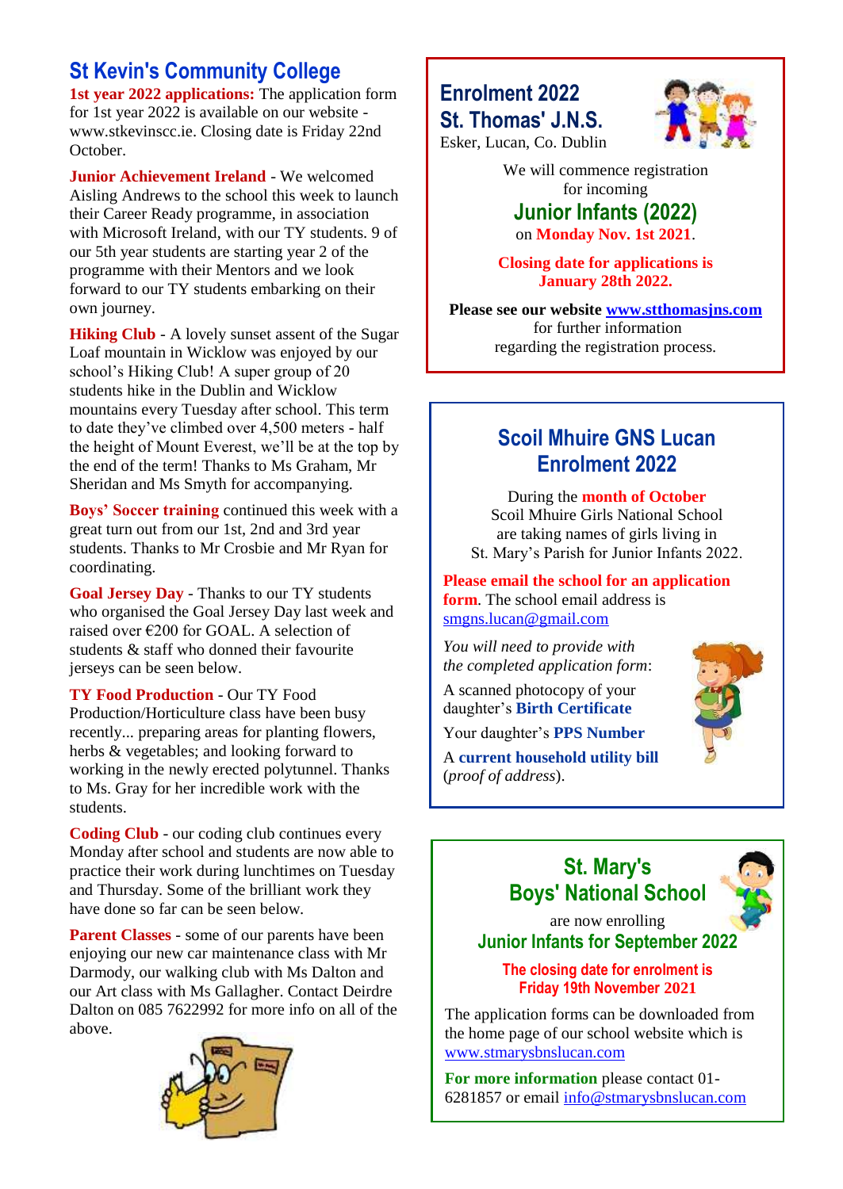## St Kevin's Community College

**1st year 2022 applications:** The application form for 1st year 2022 is available on our website - www.stkevinscc.ie. Closing date is Friday 22nd October.

**Junior Achievement Ireland** - We welcomed Aisling Andrews to the school this week to launch their Career Ready programme, in association with Microsoft Ireland, with our TY students. 9 of our 5th year students are starting year 2 of the programme with their Mentors and we look forward to our TY students embarking on their own journey.

**Hiking Club** - A lovely sunset assent of the Sugar Loaf mountain in Wicklow was enjoyed by our school's Hiking Club! A super group of 20 students hike in the Dublin and Wicklow mountains every Tuesday after school. This term to date they've climbed over 4,500 meters - half the height of Mount Everest, we'll be at the top by the end of the term! Thanks to Ms Graham, Mr Sheridan and Ms Smyth for accompanying.

**Boys' Soccer training** continued this week with a great turn out from our 1st, 2nd and 3rd year students. Thanks to Mr Crosbie and Mr Ryan for coordinating.

**Goal Jersey Day** - Thanks to our TY students who organised the Goal Jersey Day last week and raised over €200 for GOAL. A selection of students & staff who donned their favourite jerseys can be seen below.

**TY Food Production** - Our TY Food Production/Horticulture class have been busy recently... preparing areas for planting flowers, herbs & vegetables; and looking forward to working in the newly erected polytunnel. Thanks to Ms. Gray for her incredible work with the students.

**Coding Club** - our coding club continues every Monday after school and students are now able to practice their work during lunchtimes on Tuesday and Thursday. Some of the brilliant work they have done so far can be seen below.

**Parent Classes** - some of our parents have been enjoying our new car maintenance class with Mr Darmody, our walking club with Ms Dalton and our Art class with Ms Gallagher. Contact Deirdre Dalton on 085 7622992 for more info on all of the above.

## Enrolment 2022 St. Thomas' J.N.S.

Esker, Lucan, Co. Dublin

We will commence registration for incoming

**Junior Infants (2022)**

on **Monday Nov. 1st 2021**.

**Closing date for applications is January 28th 2022.**

**Please see our website www.stthomasjns.com** for further information regarding the registration process.

## Scoil Mhuire GNS Lucan Enrolment 2022

During the **month of October** Scoil Mhuire Girls National School are taking names of girls living in St. Mary's Parish for Junior Infants 2022.

**Please email the school for an application form**. The school email address is smgns.lucan@gmail.com

*You will need to provide with the completed application form*:

A scanned photocopy of your daughter's **Birth Certificate**

Your daughter's **PPS Number**

A **current household utility bill** (*proof of address*).

## St. Mary's Boys' National School

are now enrolling

**Junior Infants for September 2022**

**The closing date for enrolment is Friday 19th November 2021**

The application forms can be downloaded from the home page of our school website which is www.stmarysbnslucan.com

**For more information** please contact 01-6281857 or email info@stmarysbnslucan.com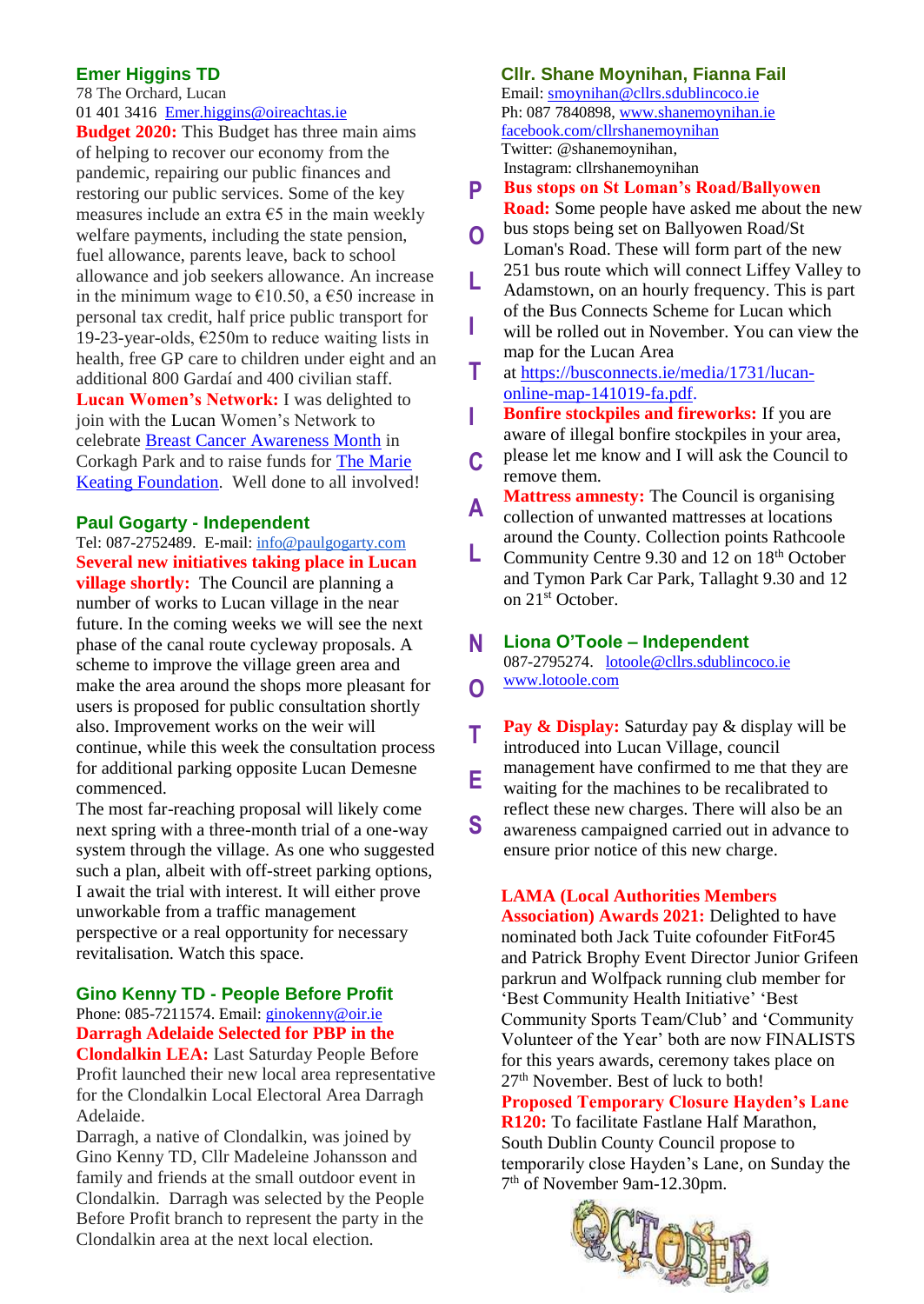## Emer Higgins TD

78 The Orchard, Lucan
01 401 3416 Emer.higgins@oireachtas.ie

**Budget 2020:** This Budget has three main aims of helping to recover our economy from the pandemic, repairing our public finances and restoring our public services. Some of the key measures include an extra €5 in the main weekly welfare payments, including the state pension, fuel allowance, parents leave, back to school allowance and job seekers allowance. An increase in the minimum wage to €10.50, a €50 increase in personal tax credit, half price public transport for 19-23-year-olds, €250m to reduce waiting lists in health, free GP care to children under eight and an additional 800 Gardaí and 400 civilian staff.

**Lucan Women's Network:** I was delighted to join with the Lucan Women's Network to celebrate Breast Cancer Awareness Month in Corkagh Park and to raise funds for The Marie Keating Foundation. Well done to all involved!

## Paul Gogarty - Independent

Tel: 087-2752489. E-mail: info@paulgogarty.com

**Several new initiatives taking place in Lucan village shortly:** The Council are planning a number of works to Lucan village in the near future. In the coming weeks we will see the next phase of the canal route cycleway proposals. A scheme to improve the village green area and make the area around the shops more pleasant for users is proposed for public consultation shortly also. Improvement works on the weir will continue, while this week the consultation process for additional parking opposite Lucan Demesne commenced.

The most far-reaching proposal will likely come next spring with a three-month trial of a one-way system through the village. As one who suggested such a plan, albeit with off-street parking options, I await the trial with interest. It will either prove unworkable from a traffic management perspective or a real opportunity for necessary revitalisation. Watch this space.

## Gino Kenny TD - People Before Profit

Phone: 085-7211574. Email: ginokenny@oir.ie

**Darragh Adelaide Selected for PBP in the Clondalkin LEA:** Last Saturday People Before Profit launched their new local area representative for the Clondalkin Local Electoral Area Darragh Adelaide.

Darragh, a native of Clondalkin, was joined by Gino Kenny TD, Cllr Madeleine Johansson and family and friends at the small outdoor event in Clondalkin. Darragh was selected by the People Before Profit branch to represent the party in the Clondalkin area at the next local election.

# POLITICAL NOTES

## Cllr. Shane Moynihan, Fianna Fail

Email: smoynihan@cllrs.sdublincoco.ie
Ph: 087 7840898, www.shanemoynihan.ie
facebook.com/cllrshanemoynihan
Twitter: @shanemoynihan,
Instagram: cllrshanemoynihan

**Bus stops on St Loman's Road/Ballyowen Road:** Some people have asked me about the new bus stops being set on Ballyowen Road/St Loman's Road. These will form part of the new 251 bus route which will connect Liffey Valley to Adamstown, on an hourly frequency. This is part of the Bus Connects Scheme for Lucan which will be rolled out in November. You can view the map for the Lucan Area at https://busconnects.ie/media/1731/lucan-online-map-141019-fa.pdf.

**Bonfire stockpiles and fireworks:** If you are aware of illegal bonfire stockpiles in your area, please let me know and I will ask the Council to remove them.

**Mattress amnesty:** The Council is organising collection of unwanted mattresses at locations around the County. Collection points Rathcoole Community Centre 9.30 and 12 on 18th October and Tymon Park Car Park, Tallaght 9.30 and 12 on 21st October.

## Liona O'Toole – Independent

087-2795274. lotoole@cllrs.sdublincoco.ie
www.lotoole.com

**Pay & Display:** Saturday pay & display will be introduced into Lucan Village, council management have confirmed to me that they are waiting for the machines to be recalibrated to reflect these new charges. There will also be an awareness campaigned carried out in advance to ensure prior notice of this new charge.

**LAMA (Local Authorities Members Association) Awards 2021:** Delighted to have nominated both Jack Tuite cofounder FitFor45 and Patrick Brophy Event Director Junior Grifeen parkrun and Wolfpack running club member for 'Best Community Health Initiative' 'Best Community Sports Team/Club' and 'Community Volunteer of the Year' both are now FINALISTS for this years awards, ceremony takes place on 27th November. Best of luck to both!

**Proposed Temporary Closure Hayden's Lane R120:** To facilitate Fastlane Half Marathon, South Dublin County Council propose to temporarily close Hayden's Lane, on Sunday the 7th of November 9am-12.30pm.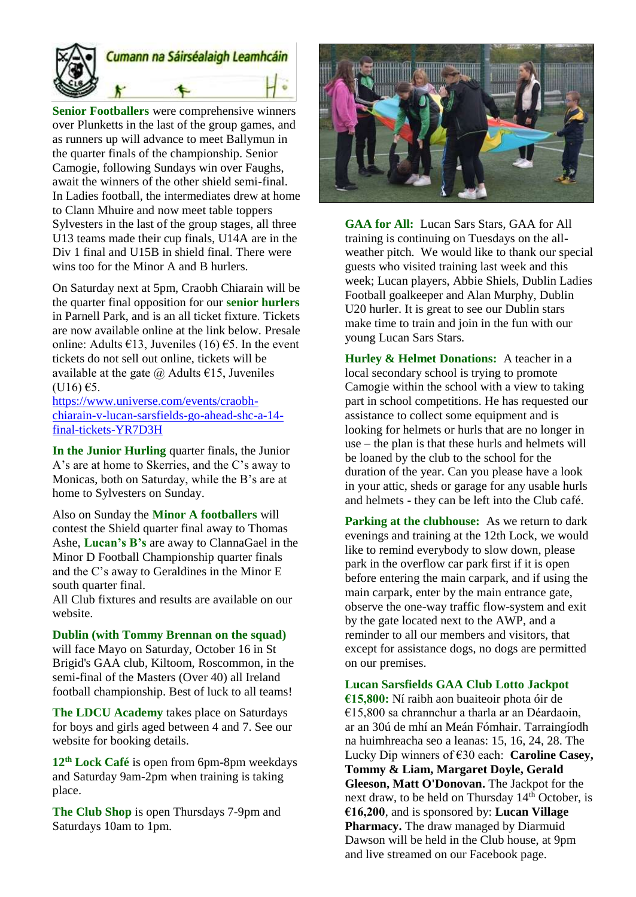## Cumann na Sáirséalaigh Leamhcáin

**Senior Footballers** were comprehensive winners over Plunketts in the last of the group games, and as runners up will advance to meet Ballymun in the quarter finals of the championship. Senior Camogie, following Sundays win over Faughs, await the winners of the other shield semi-final. In Ladies football, the intermediates drew at home to Clann Mhuire and now meet table toppers Sylvesters in the last of the group stages, all three U13 teams made their cup finals, U14A are in the Div 1 final and U15B in shield final. There were wins too for the Minor A and B hurlers.

On Saturday next at 5pm, Craobh Chiarain will be the quarter final opposition for our **senior hurlers** in Parnell Park, and is an all ticket fixture. Tickets are now available online at the link below. Presale online: Adults €13, Juveniles (16) €5. In the event tickets do not sell out online, tickets will be available at the gate @ Adults €15, Juveniles (U16) €5.
https://www.universe.com/events/craobh-chiarain-v-lucan-sarsfields-go-ahead-shc-a-14-final-tickets-YR7D3H

**In the Junior Hurling** quarter finals, the Junior A's are at home to Skerries, and the C's away to Monicas, both on Saturday, while the B's are at home to Sylvesters on Sunday.

Also on Sunday the **Minor A footballers** will contest the Shield quarter final away to Thomas Ashe, **Lucan's B's** are away to ClannaGael in the Minor D Football Championship quarter finals and the C's away to Geraldines in the Minor E south quarter final.
All Club fixtures and results are available on our website.

**Dublin (with Tommy Brennan on the squad)** will face Mayo on Saturday, October 16 in St Brigid's GAA club, Kiltoom, Roscommon, in the semi-final of the Masters (Over 40) all Ireland football championship. Best of luck to all teams!

**The LDCU Academy** takes place on Saturdays for boys and girls aged between 4 and 7. See our website for booking details.

**12th Lock Café** is open from 6pm-8pm weekdays and Saturday 9am-2pm when training is taking place.

**The Club Shop** is open Thursdays 7-9pm and Saturdays 10am to 1pm.

**GAA for All:** Lucan Sars Stars, GAA for All training is continuing on Tuesdays on the all-weather pitch. We would like to thank our special guests who visited training last week and this week; Lucan players, Abbie Shiels, Dublin Ladies Football goalkeeper and Alan Murphy, Dublin U20 hurler. It is great to see our Dublin stars make time to train and join in the fun with our young Lucan Sars Stars.

**Hurley & Helmet Donations:** A teacher in a local secondary school is trying to promote Camogie within the school with a view to taking part in school competitions. He has requested our assistance to collect some equipment and is looking for helmets or hurls that are no longer in use – the plan is that these hurls and helmets will be loaned by the club to the school for the duration of the year. Can you please have a look in your attic, sheds or garage for any usable hurls and helmets - they can be left into the Club café.

**Parking at the clubhouse:** As we return to dark evenings and training at the 12th Lock, we would like to remind everybody to slow down, please park in the overflow car park first if it is open before entering the main carpark, and if using the main carpark, enter by the main entrance gate, observe the one-way traffic flow-system and exit by the gate located next to the AWP, and a reminder to all our members and visitors, that except for assistance dogs, no dogs are permitted on our premises.

**Lucan Sarsfields GAA Club Lotto Jackpot €15,800:** Ní raibh aon buaiteoir phota óir de €15,800 sa chrannchur a tharla ar an Déardaoin, ar an 30ú de mhí an Meán Fómhair. Tarraingíodh na huimhreacha seo a leanas: 15, 16, 24, 28. The Lucky Dip winners of €30 each: **Caroline Casey, Tommy & Liam, Margaret Doyle, Gerald Gleeson, Matt O'Donovan.** The Jackpot for the next draw, to be held on Thursday 14th October, is **€16,200**, and is sponsored by: **Lucan Village Pharmacy.** The draw managed by Diarmuid Dawson will be held in the Club house, at 9pm and live streamed on our Facebook page.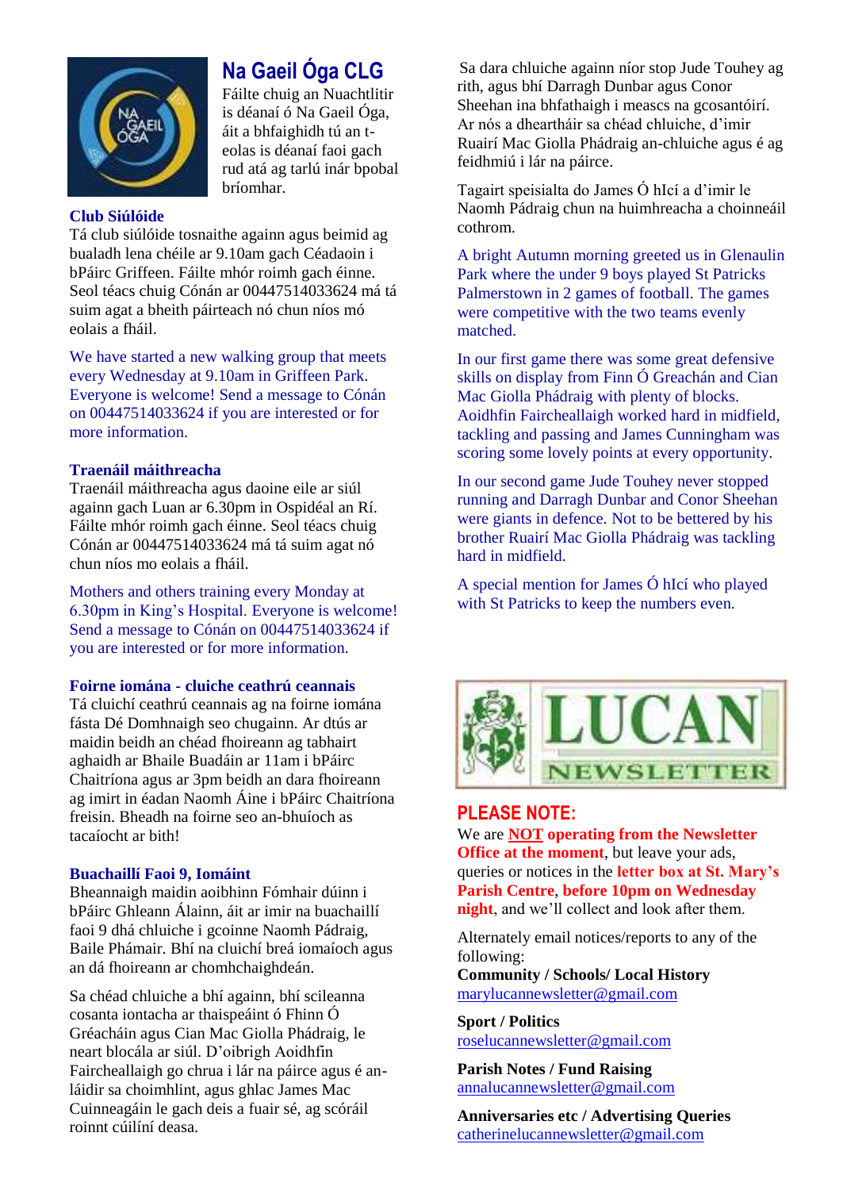## Na Gaeil Óga CLG

Fáilte chuig an Nuachtlitir is déanaí ó Na Gaeil Óga, áit a bhfaighidh tú an t-eolas is déanaí faoi gach rud atá ag tarlú inár bpobal bríomhar.

### Club Siúlóide

Tá club siúlóide tosnaithe againn agus beimid ag bualadh lena chéile ar 9.10am gach Céadaoin i bPáirc Griffeen. Fáilte mhór roimh gach éinne. Seol téacs chuig Cónán ar 00447514033624 má tá suim agat a bheith páirteach nó chun níos mó eolais a fháil.

We have started a new walking group that meets every Wednesday at 9.10am in Griffeen Park. Everyone is welcome! Send a message to Cónán on 00447514033624 if you are interested or for more information.

### Traenáil máithreacha

Traenáil máithreacha agus daoine eile ar siúl againn gach Luan ar 6.30pm in Ospidéal an Rí. Fáilte mhór roimh gach éinne. Seol téacs chuig Cónán ar 00447514033624 má tá suim agat nó chun níos mo eolais a fháil.

Mothers and others training every Monday at 6.30pm in King's Hospital. Everyone is welcome! Send a message to Cónán on 00447514033624 if you are interested or for more information.

### Foirne iomána - cluiche ceathrú ceannais

Tá cluichí ceathrú ceannais ag na foirne iomána fásta Dé Domhnaigh seo chugainn. Ar dtús ar maidin beidh an chéad fhoireann ag tabhairt aghaidh ar Bhaile Buadáin ar 11am i bPáirc Chaitríona agus ar 3pm beidh an dara fhoireann ag imirt in éadan Naomh Áine i bPáirc Chaitríona freisin. Bheadh na foirne seo an-bhuíoch as tacaíocht ar bith!

### Buachaillí Faoi 9, Iomáint

Bheannaigh maidin aoibhinn Fómhair dúinn i bPáirc Ghleann Álainn, áit ar imir na buachaillí faoi 9 dhá chluiche i gcoinne Naomh Pádraig, Baile Phámair. Bhí na cluichí breá iomaíoch agus an dá fhoireann ar chomhchaighdeán.

Sa chéad chluiche a bhí againn, bhí scileanna cosanta iontacha ar thaispeáint ó Fhinn Ó Gréacháin agus Cian Mac Giolla Phádraig, le neart blocála ar siúl. D'oibrigh Aoidhfin Faircheallaigh go chrua i lár na páirce agus é an-láidir sa choimhlint, agus ghlac James Mac Cuinneagáin le gach deis a fuair sé, ag scóráil roinnt cúilíní deasa.

Sa dara chluiche againn níor stop Jude Touhey ag rith, agus bhí Darragh Dunbar agus Conor Sheehan ina bhfathaigh i meascs na gcosantóirí. Ar nós a dhearthár sa chéad chluiche, d'imir Ruairí Mac Giolla Phádraig an-chluiche agus é ag feidhmiú i lár na páirce.

Tagairt speisialta do James Ó hIcí a d'imir le Naomh Pádraig chun na huimhreacha a choinneáil cothrom.

A bright Autumn morning greeted us in Glenaulin Park where the under 9 boys played St Patricks Palmerstown in 2 games of football. The games were competitive with the two teams evenly matched.

In our first game there was some great defensive skills on display from Finn Ó Greachán and Cian Mac Giolla Phádraig with plenty of blocks. Aoidhfin Faircheallaigh worked hard in midfield, tackling and passing and James Cunningham was scoring some lovely points at every opportunity.

In our second game Jude Touhey never stopped running and Darragh Dunbar and Conor Sheehan were giants in defence. Not to be bettered by his brother Ruairí Mac Giolla Phádraig was tackling hard in midfield.

A special mention for James Ó hIcí who played with St Patricks to keep the numbers even.

## LUCAN NEWSLETTER

### PLEASE NOTE:

We are **NOT operating from the Newsletter Office at the moment**, but leave your ads, queries or notices in the **letter box at St. Mary's Parish Centre, before 10pm on Wednesday night**, and we'll collect and look after them.

Alternately email notices/reports to any of the following:

**Community / Schools/ Local History**
marylucannewsletter@gmail.com

**Sport / Politics**
roselucannewsletter@gmail.com

**Parish Notes / Fund Raising**
annalucannewsletter@gmail.com

**Anniversaries etc / Advertising Queries**
catherinelucannewsletter@gmail.com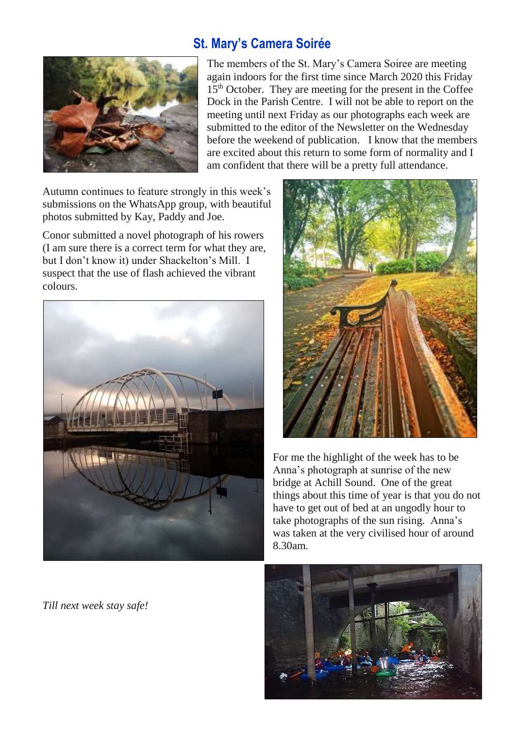## St. Mary's Camera Soirée

The members of the St. Mary's Camera Soiree are meeting again indoors for the first time since March 2020 this Friday 15th October. They are meeting for the present in the Coffee Dock in the Parish Centre. I will not be able to report on the meeting until next Friday as our photographs each week are submitted to the editor of the Newsletter on the Wednesday before the weekend of publication. I know that the members are excited about this return to some form of normality and I am confident that there will be a pretty full attendance.

Autumn continues to feature strongly in this week's submissions on the WhatsApp group, with beautiful photos submitted by Kay, Paddy and Joe.

Conor submitted a novel photograph of his rowers (I am sure there is a correct term for what they are, but I don't know it) under Shackelton's Mill. I suspect that the use of flash achieved the vibrant colours.

For me the highlight of the week has to be Anna's photograph at sunrise of the new bridge at Achill Sound. One of the great things about this time of year is that you do not have to get out of bed at an ungodly hour to take photographs of the sun rising. Anna's was taken at the very civilised hour of around 8.30am.

*Till next week stay safe!*